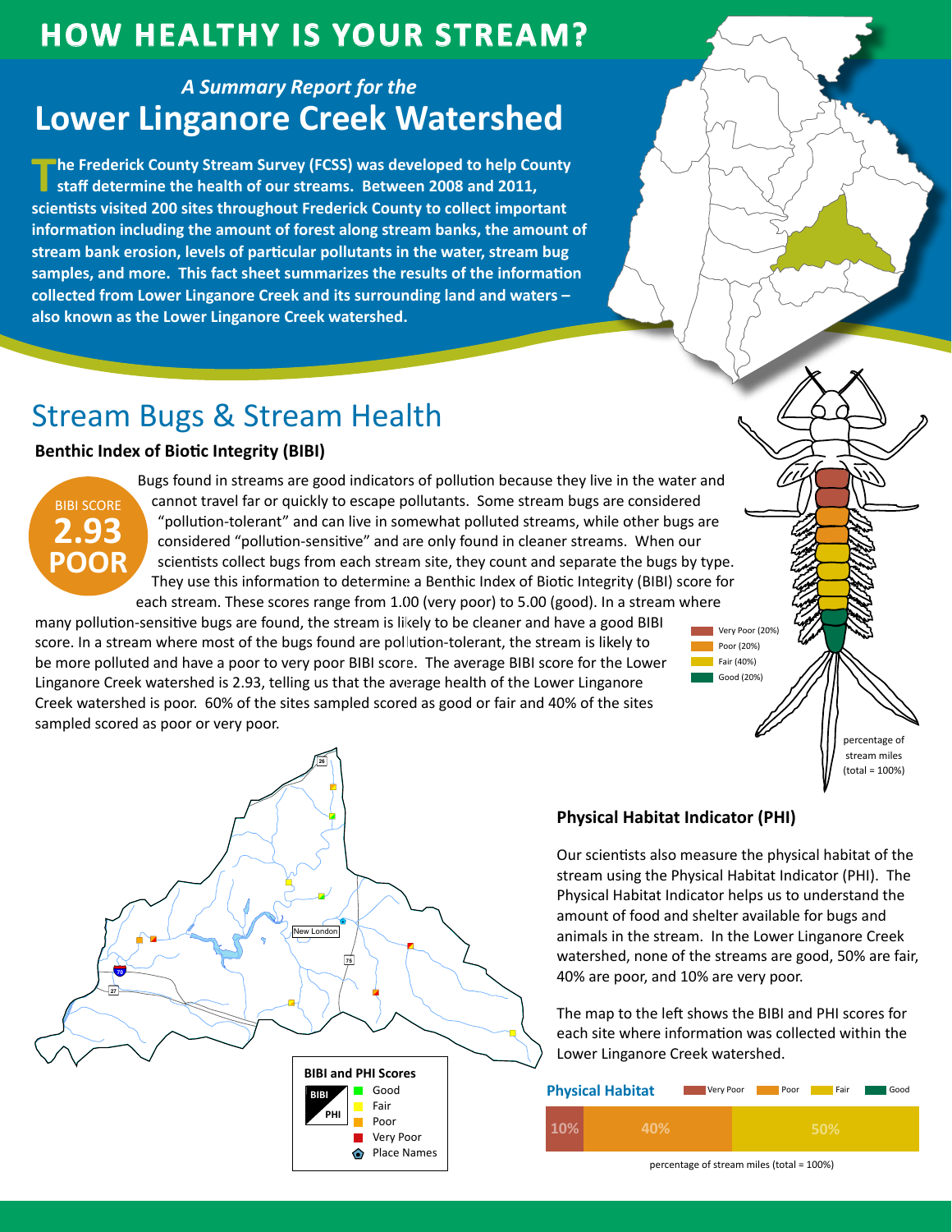# HOW HEALTHY IS YOUR STREAM?

*A Summary Report for the*

## Lower Linganore Creek Watershed

**The Frederick County Stream Survey (FCSS) was developed to help County staff determine the health of our streams. Between 2008 and 2011, scientists visited 200 sites throughout Frederick County to collect important information including the amount of forest along stream banks, the amount of stream bank erosion, levels of particular pollutants in the water, stream bug samples, and more. This fact sheet summarizes the results of the information collected from Lower Linganore Creek and its surrounding land and waters – also known as the Lower Linganore Creek watershed.**

## Stream Bugs & Stream Health

### Benthic Index of Biotic Integrity (BIBI)

BIBI SCORE **2.93** **POOR**

Bugs found in streams are good indicators of pollution because they live in the water and cannot travel far or quickly to escape pollutants. Some stream bugs are considered "pollution-tolerant" and can live in somewhat polluted streams, while other bugs are considered "pollution-sensitive" and are only found in cleaner streams. When our scientists collect bugs from each stream site, they count and separate the bugs by type. They use this information to determine a Benthic Index of Biotic Integrity (BIBI) score for each stream. These scores range from 1.00 (very poor) to 5.00 (good). In a stream where many pollution-sensitive bugs are found, the stream is likely to be cleaner and have a good BIBI score. In a stream where most of the bugs found are pollution-tolerant, the stream is likely to be more polluted and have a poor to very poor BIBI score. The average BIBI score for the Lower Linganore Creek watershed is 2.93, telling us that the average health of the Lower Linganore Creek watershed is poor. 60% of the sites sampled scored as good or fair and 40% of the sites sampled scored as poor or very poor.

Very Poor (20%)
Poor (20%)
Fair (40%)
Good (20%)

percentage of stream miles (total = 100%)

New London

**BIBI and PHI Scores**

- Good
- Fair
- Poor
- Very Poor
- Place Names

### Physical Habitat Indicator (PHI)

Our scientists also measure the physical habitat of the stream using the Physical Habitat Indicator (PHI). The Physical Habitat Indicator helps us to understand the amount of food and shelter available for bugs and animals in the stream. In the Lower Linganore Creek watershed, none of the streams are good, 50% are fair, 40% are poor, and 10% are very poor.

The map to the left shows the BIBI and PHI scores for each site where information was collected within the Lower Linganore Creek watershed.

**Physical Habitat**

| Very Poor | Poor | Fair | Good |
|---|---|---|---|
| 10% | 40% | 50% | |

percentage of stream miles (total = 100%)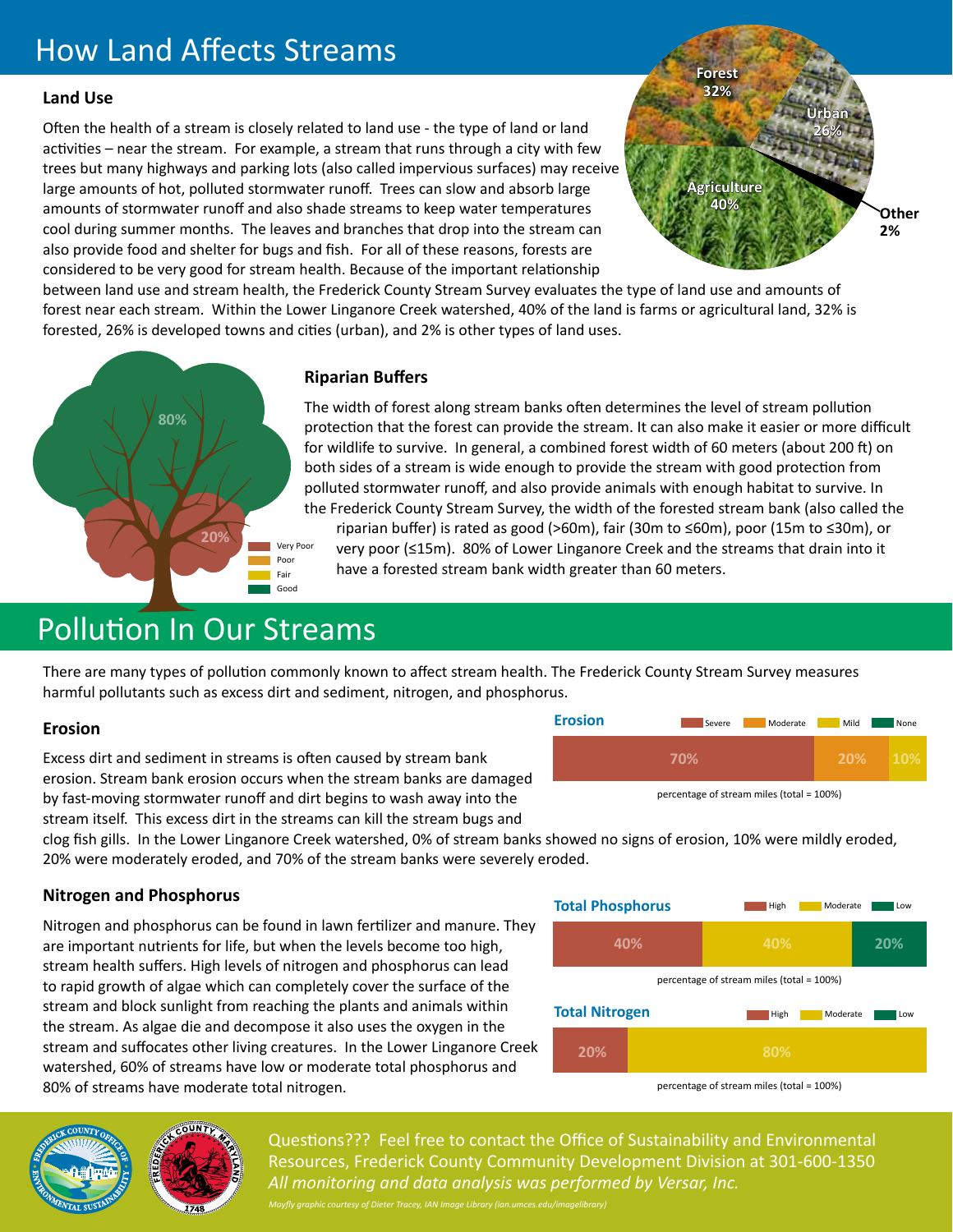# How Land Affects Streams

### Land Use

Often the health of a stream is closely related to land use - the type of land or land activities – near the stream. For example, a stream that runs through a city with few trees but many highways and parking lots (also called impervious surfaces) may receive large amounts of hot, polluted stormwater runoff. Trees can slow and absorb large amounts of stormwater runoff and also shade streams to keep water temperatures cool during summer months. The leaves and branches that drop into the stream can also provide food and shelter for bugs and fish. For all of these reasons, forests are considered to be very good for stream health. Because of the important relationship between land use and stream health, the Frederick County Stream Survey evaluates the type of land use and amounts of forest near each stream. Within the Lower Linganore Creek watershed, 40% of the land is farms or agricultural land, 32% is forested, 26% is developed towns and cities (urban), and 2% is other types of land uses.

Forest 32%
Urban 26%
Agriculture 40%
Other 2%

### Riparian Buffers

80%
20%
Very Poor
Poor
Fair
Good

The width of forest along stream banks often determines the level of stream pollution protection that the forest can provide the stream. It can also make it easier or more difficult for wildlife to survive. In general, a combined forest width of 60 meters (about 200 ft) on both sides of a stream is wide enough to provide the stream with good protection from polluted stormwater runoff, and also provide animals with enough habitat to survive. In the Frederick County Stream Survey, the width of the forested stream bank (also called the riparian buffer) is rated as good (>60m), fair (30m to ≤60m), poor (15m to ≤30m), or very poor (≤15m). 80% of Lower Linganore Creek and the streams that drain into it have a forested stream bank width greater than 60 meters.

# Pollution In Our Streams

There are many types of pollution commonly known to affect stream health. The Frederick County Stream Survey measures harmful pollutants such as excess dirt and sediment, nitrogen, and phosphorus.

### Erosion

Erosion
Severe Moderate Mild None
70% 20% 10%
percentage of stream miles (total = 100%)

Excess dirt and sediment in streams is often caused by stream bank erosion. Stream bank erosion occurs when the stream banks are damaged by fast-moving stormwater runoff and dirt begins to wash away into the stream itself. This excess dirt in the streams can kill the stream bugs and clog fish gills. In the Lower Linganore Creek watershed, 0% of stream banks showed no signs of erosion, 10% were mildly eroded, 20% were moderately eroded, and 70% of the stream banks were severely eroded.

### Nitrogen and Phosphorus

Total Phosphorus
High Moderate Low
40% 40% 20%
percentage of stream miles (total = 100%)

Total Nitrogen
High Moderate Low
20% 80%
percentage of stream miles (total = 100%)

Nitrogen and phosphorus can be found in lawn fertilizer and manure. They are important nutrients for life, but when the levels become too high, stream health suffers. High levels of nitrogen and phosphorus can lead to rapid growth of algae which can completely cover the surface of the stream and block sunlight from reaching the plants and animals within the stream. As algae die and decompose it also uses the oxygen in the stream and suffocates other living creatures. In the Lower Linganore Creek watershed, 60% of streams have low or moderate total phosphorus and 80% of streams have moderate total nitrogen.

Questions??? Feel free to contact the Office of Sustainability and Environmental Resources, Frederick County Community Development Division at 301-600-1350
*All monitoring and data analysis was performed by Versar, Inc.*

*Mayfly graphic courtesy of Dieter Tracey, IAN Image Library (ian.umces.edu/imagelibrary)*